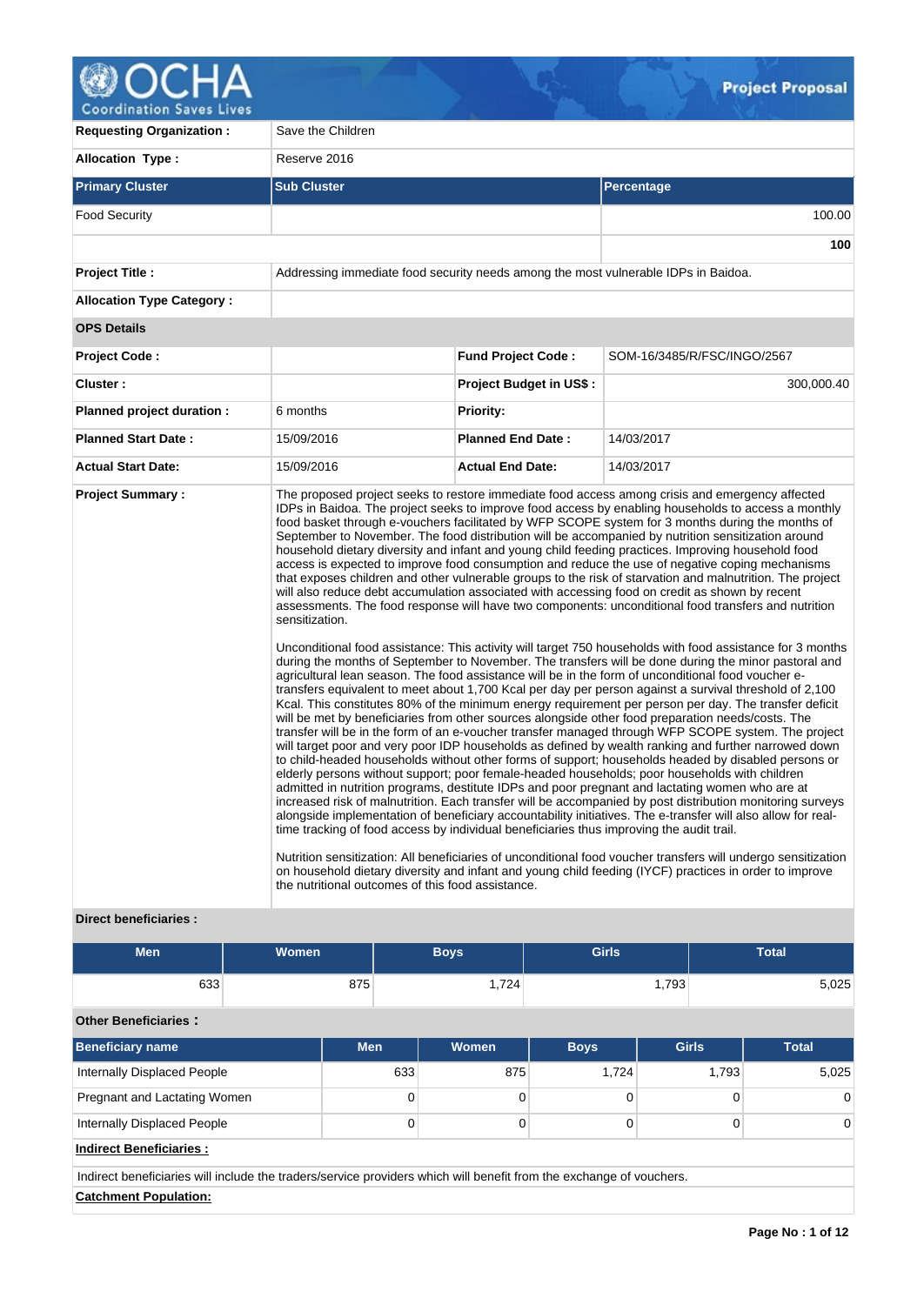# Project Proposal

| | |
|---|---|
| **Requesting Organization :** | Save the Children |
| **Allocation Type :** | Reserve 2016 |

| Primary Cluster | Sub Cluster | Percentage |
|---|---|---|
| Food Security | | 100.00 |
| | | **100** |

| | |
|---|---|
| **Project Title :** | Addressing immediate food security needs among the most vulnerable IDPs in Baidoa. |
| **Allocation Type Category :** | |

**OPS Details**

| | | | |
|---|---|---|---|
| **Project Code :** | | **Fund Project Code :** | SOM-16/3485/R/FSC/INGO/2567 |
| **Cluster :** | | **Project Budget in US$ :** | 300,000.40 |
| **Planned project duration :** | 6 months | **Priority:** | |
| **Planned Start Date :** | 15/09/2016 | **Planned End Date :** | 14/03/2017 |
| **Actual Start Date:** | 15/09/2016 | **Actual End Date:** | 14/03/2017 |

**Project Summary :**

The proposed project seeks to restore immediate food access among crisis and emergency affected IDPs in Baidoa. The project seeks to improve food access by enabling households to access a monthly food basket through e-vouchers facilitated by WFP SCOPE system for 3 months during the months of September to November. The food distribution will be accompanied by nutrition sensitization around household dietary diversity and infant and young child feeding practices. Improving household food access is expected to improve food consumption and reduce the use of negative coping mechanisms that exposes children and other vulnerable groups to the risk of starvation and malnutrition. The project will also reduce debt accumulation associated with accessing food on credit as shown by recent assessments. The food response will have two components: unconditional food transfers and nutrition sensitization.

Unconditional food assistance: This activity will target 750 households with food assistance for 3 months during the months of September to November. The transfers will be done during the minor pastoral and agricultural lean season. The food assistance will be in the form of unconditional food voucher e-transfers equivalent to meet about 1,700 Kcal per day per person against a survival threshold of 2,100 Kcal. This constitutes 80% of the minimum energy requirement per person per day. The transfer deficit will be met by beneficiaries from other sources alongside other food preparation needs/costs. The transfer will be in the form of an e-voucher transfer managed through WFP SCOPE system. The project will target poor and very poor IDP households as defined by wealth ranking and further narrowed down to child-headed households without other forms of support; households headed by disabled persons or elderly persons without support; poor female-headed households; poor households with children admitted in nutrition programs, destitute IDPs and poor pregnant and lactating women who are at increased risk of malnutrition. Each transfer will be accompanied by post distribution monitoring surveys alongside implementation of beneficiary accountability initiatives. The e-transfer will also allow for real-time tracking of food access by individual beneficiaries thus improving the audit trail.

Nutrition sensitization: All beneficiaries of unconditional food voucher transfers will undergo sensitization on household dietary diversity and infant and young child feeding (IYCF) practices in order to improve the nutritional outcomes of this food assistance.

**Direct beneficiaries :**

| Men | Women | Boys | Girls | Total |
|---|---|---|---|---|
| 633 | 875 | 1,724 | 1,793 | 5,025 |

**Other Beneficiaries :**

| Beneficiary name | Men | Women | Boys | Girls | Total |
|---|---|---|---|---|---|
| Internally Displaced People | 633 | 875 | 1,724 | 1,793 | 5,025 |
| Pregnant and Lactating Women | 0 | 0 | 0 | 0 | 0 |
| Internally Displaced People | 0 | 0 | 0 | 0 | 0 |

**Indirect Beneficiaries :**

Indirect beneficiaries will include the traders/service providers which will benefit from the exchange of vouchers.

**Catchment Population:**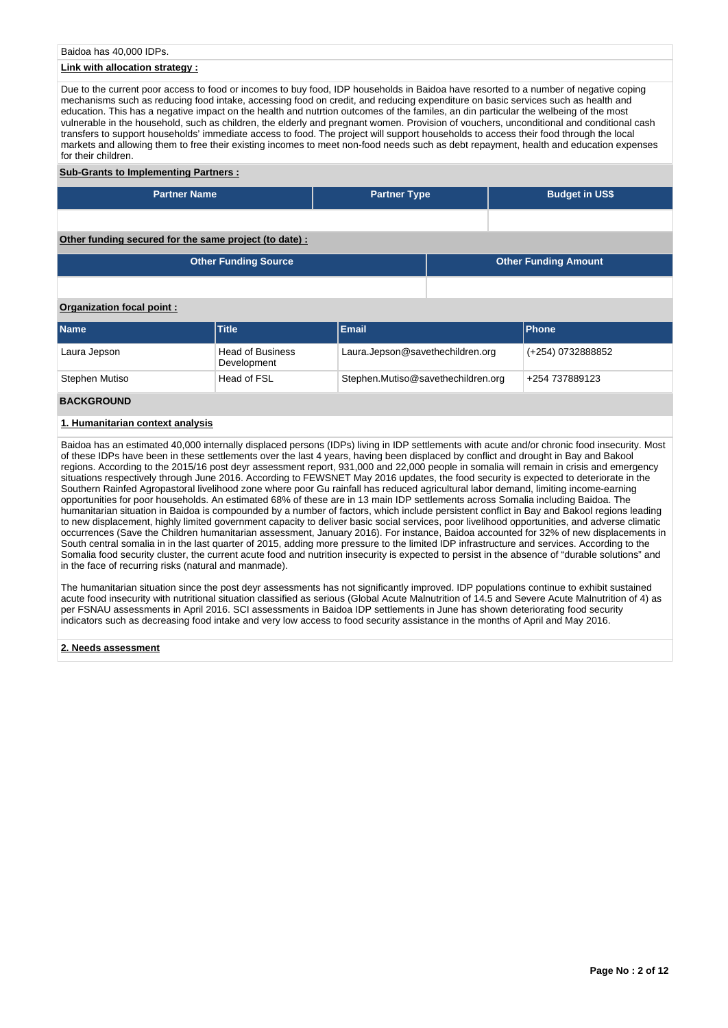Baidoa has 40,000 IDPs.

**Link with allocation strategy :**

Due to the current poor access to food or incomes to buy food, IDP households in Baidoa have resorted to a number of negative coping mechanisms such as reducing food intake, accessing food on credit, and reducing expenditure on basic services such as health and education. This has a negative impact on the health and nutrtion outcomes of the familes, an din particular the welbeing of the most vulnerable in the household, such as children, the elderly and pregnant women. Provision of vouchers, unconditional and conditional cash transfers to support households' immediate access to food. The project will support households to access their food through the local markets and allowing them to free their existing incomes to meet non-food needs such as debt repayment, health and education expenses for their children.

**Sub-Grants to Implementing Partners :**

| Partner Name | Partner Type | Budget in US$ |
|---|---|---|
| | | |

**Other funding secured for the same project (to date) :**

| Other Funding Source | Other Funding Amount |
|---|---|
| | |

**Organization focal point :**

| Name | Title | Email | Phone |
|---|---|---|---|
| Laura Jepson | Head of Business Development | Laura.Jepson@savethechildren.org | (+254) 0732888852 |
| Stephen Mutiso | Head of FSL | Stephen.Mutiso@savethechildren.org | +254 737889123 |

## BACKGROUND

### 1. Humanitarian context analysis

Baidoa has an estimated 40,000 internally displaced persons (IDPs) living in IDP settlements with acute and/or chronic food insecurity. Most of these IDPs have been in these settlements over the last 4 years, having been displaced by conflict and drought in Bay and Bakool regions. According to the 2015/16 post deyr assessment report, 931,000 and 22,000 people in somalia will remain in crisis and emergency situations respectively through June 2016. According to FEWSNET May 2016 updates, the food security is expected to deteriorate in the Southern Rainfed Agropastoral livelihood zone where poor Gu rainfall has reduced agricultural labor demand, limiting income-earning opportunities for poor households. An estimated 68% of these are in 13 main IDP settlements across Somalia including Baidoa. The humanitarian situation in Baidoa is compounded by a number of factors, which include persistent conflict in Bay and Bakool regions leading to new displacement, highly limited government capacity to deliver basic social services, poor livelihood opportunities, and adverse climatic occurrences (Save the Children humanitarian assessment, January 2016). For instance, Baidoa accounted for 32% of new displacements in South central somalia in in the last quarter of 2015, adding more pressure to the limited IDP infrastructure and services. According to the Somalia food security cluster, the current acute food and nutrition insecurity is expected to persist in the absence of "durable solutions" and in the face of recurring risks (natural and manmade).

The humanitarian situation since the post deyr assessments has not significantly improved. IDP populations continue to exhibit sustained acute food insecurity with nutritional situation classified as serious (Global Acute Malnutrition of 14.5 and Severe Acute Malnutrition of 4) as per FSNAU assessments in April 2016. SCI assessments in Baidoa IDP settlements in June has shown deteriorating food security indicators such as decreasing food intake and very low access to food security assistance in the months of April and May 2016.

### 2. Needs assessment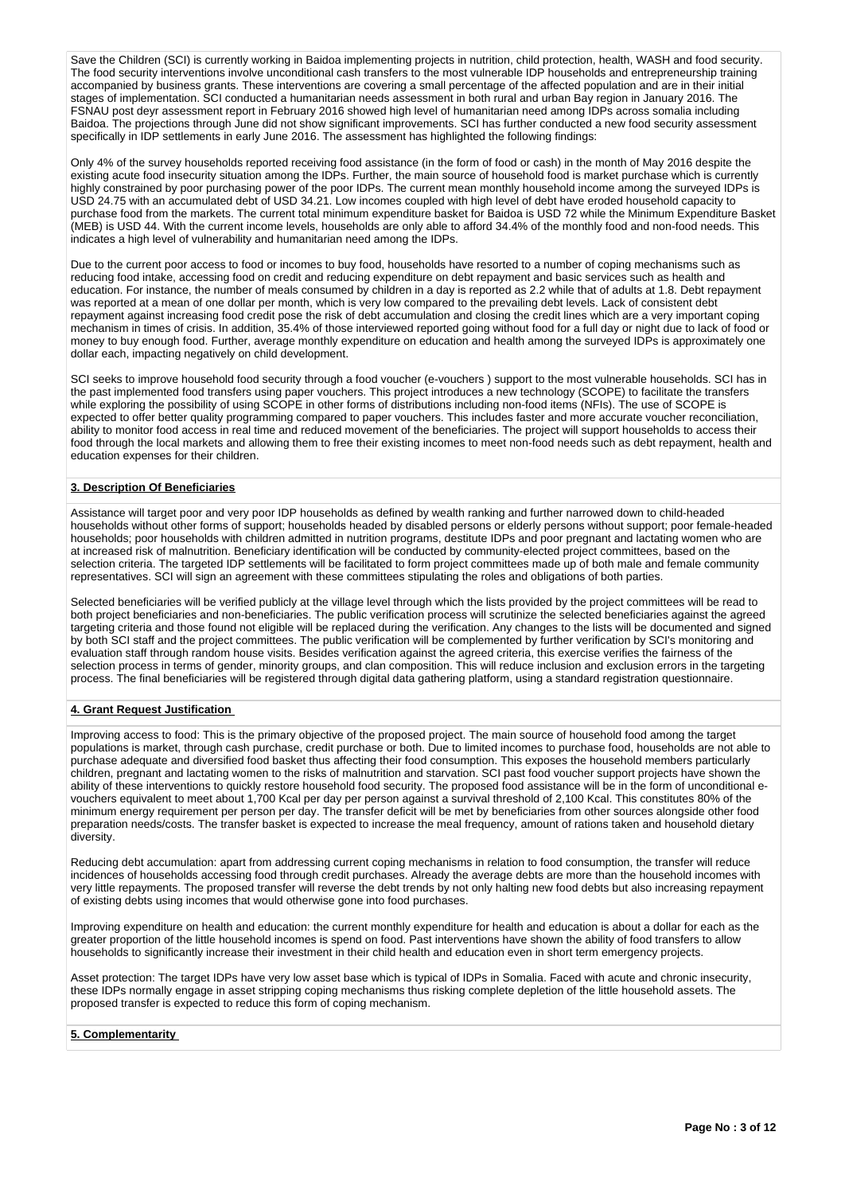Save the Children (SCI) is currently working in Baidoa implementing projects in nutrition, child protection, health, WASH and food security. The food security interventions involve unconditional cash transfers to the most vulnerable IDP households and entrepreneurship training accompanied by business grants. These interventions are covering a small percentage of the affected population and are in their initial stages of implementation. SCI conducted a humanitarian needs assessment in both rural and urban Bay region in January 2016. The FSNAU post deyr assessment report in February 2016 showed high level of humanitarian need among IDPs across somalia including Baidoa. The projections through June did not show significant improvements. SCI has further conducted a new food security assessment specifically in IDP settlements in early June 2016. The assessment has highlighted the following findings:

Only 4% of the survey households reported receiving food assistance (in the form of food or cash) in the month of May 2016 despite the existing acute food insecurity situation among the IDPs. Further, the main source of household food is market purchase which is currently highly constrained by poor purchasing power of the poor IDPs. The current mean monthly household income among the surveyed IDPs is USD 24.75 with an accumulated debt of USD 34.21. Low incomes coupled with high level of debt have eroded household capacity to purchase food from the markets. The current total minimum expenditure basket for Baidoa is USD 72 while the Minimum Expenditure Basket (MEB) is USD 44. With the current income levels, households are only able to afford 34.4% of the monthly food and non-food needs. This indicates a high level of vulnerability and humanitarian need among the IDPs.

Due to the current poor access to food or incomes to buy food, households have resorted to a number of coping mechanisms such as reducing food intake, accessing food on credit and reducing expenditure on debt repayment and basic services such as health and education. For instance, the number of meals consumed by children in a day is reported as 2.2 while that of adults at 1.8. Debt repayment was reported at a mean of one dollar per month, which is very low compared to the prevailing debt levels. Lack of consistent debt repayment against increasing food credit pose the risk of debt accumulation and closing the credit lines which are a very important coping mechanism in times of crisis. In addition, 35.4% of those interviewed reported going without food for a full day or night due to lack of food or money to buy enough food. Further, average monthly expenditure on education and health among the surveyed IDPs is approximately one dollar each, impacting negatively on child development.

SCI seeks to improve household food security through a food voucher (e-vouchers ) support to the most vulnerable households. SCI has in the past implemented food transfers using paper vouchers. This project introduces a new technology (SCOPE) to facilitate the transfers while exploring the possibility of using SCOPE in other forms of distributions including non-food items (NFIs). The use of SCOPE is expected to offer better quality programming compared to paper vouchers. This includes faster and more accurate voucher reconciliation, ability to monitor food access in real time and reduced movement of the beneficiaries. The project will support households to access their food through the local markets and allowing them to free their existing incomes to meet non-food needs such as debt repayment, health and education expenses for their children.

## 3. Description Of Beneficiaries

Assistance will target poor and very poor IDP households as defined by wealth ranking and further narrowed down to child-headed households without other forms of support; households headed by disabled persons or elderly persons without support; poor female-headed households; poor households with children admitted in nutrition programs, destitute IDPs and poor pregnant and lactating women who are at increased risk of malnutrition. Beneficiary identification will be conducted by community-elected project committees, based on the selection criteria. The targeted IDP settlements will be facilitated to form project committees made up of both male and female community representatives. SCI will sign an agreement with these committees stipulating the roles and obligations of both parties.

Selected beneficiaries will be verified publicly at the village level through which the lists provided by the project committees will be read to both project beneficiaries and non-beneficiaries. The public verification process will scrutinize the selected beneficiaries against the agreed targeting criteria and those found not eligible will be replaced during the verification. Any changes to the lists will be documented and signed by both SCI staff and the project committees. The public verification will be complemented by further verification by SCI's monitoring and evaluation staff through random house visits. Besides verification against the agreed criteria, this exercise verifies the fairness of the selection process in terms of gender, minority groups, and clan composition. This will reduce inclusion and exclusion errors in the targeting process. The final beneficiaries will be registered through digital data gathering platform, using a standard registration questionnaire.

## 4. Grant Request Justification

Improving access to food: This is the primary objective of the proposed project. The main source of household food among the target populations is market, through cash purchase, credit purchase or both. Due to limited incomes to purchase food, households are not able to purchase adequate and diversified food basket thus affecting their food consumption. This exposes the household members particularly children, pregnant and lactating women to the risks of malnutrition and starvation. SCI past food voucher support projects have shown the ability of these interventions to quickly restore household food security. The proposed food assistance will be in the form of unconditional e-vouchers equivalent to meet about 1,700 Kcal per day per person against a survival threshold of 2,100 Kcal. This constitutes 80% of the minimum energy requirement per person per day. The transfer deficit will be met by beneficiaries from other sources alongside other food preparation needs/costs. The transfer basket is expected to increase the meal frequency, amount of rations taken and household dietary diversity.

Reducing debt accumulation: apart from addressing current coping mechanisms in relation to food consumption, the transfer will reduce incidences of households accessing food through credit purchases. Already the average debts are more than the household incomes with very little repayments. The proposed transfer will reverse the debt trends by not only halting new food debts but also increasing repayment of existing debts using incomes that would otherwise gone into food purchases.

Improving expenditure on health and education: the current monthly expenditure for health and education is about a dollar for each as the greater proportion of the little household incomes is spend on food. Past interventions have shown the ability of food transfers to allow households to significantly increase their investment in their child health and education even in short term emergency projects.

Asset protection: The target IDPs have very low asset base which is typical of IDPs in Somalia. Faced with acute and chronic insecurity, these IDPs normally engage in asset stripping coping mechanisms thus risking complete depletion of the little household assets. The proposed transfer is expected to reduce this form of coping mechanism.

## 5. Complementarity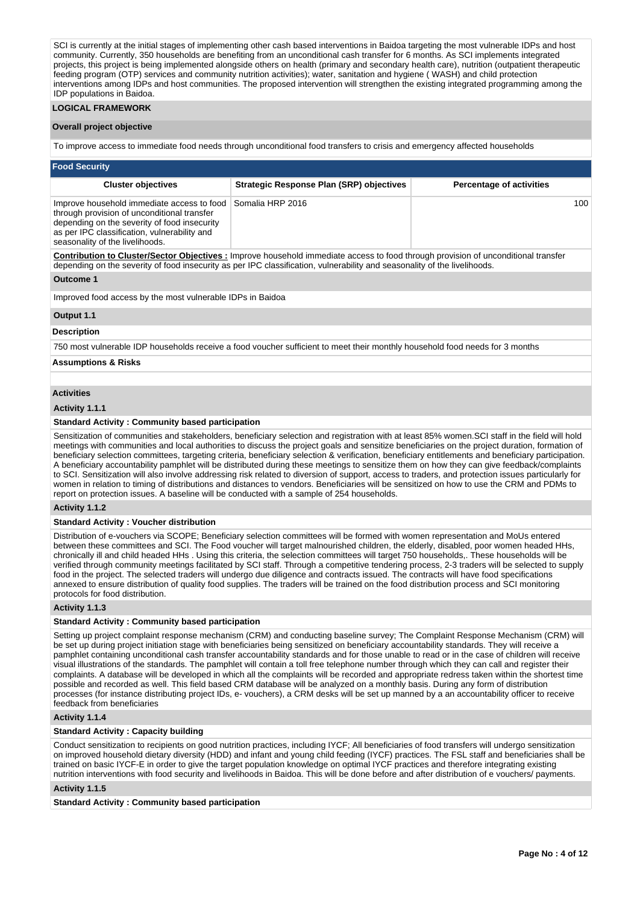SCI is currently at the initial stages of implementing other cash based interventions in Baidoa targeting the most vulnerable IDPs and host community. Currently, 350 households are benefiting from an unconditional cash transfer for 6 months. As SCI implements integrated projects, this project is being implemented alongside others on health (primary and secondary health care), nutrition (outpatient therapeutic feeding program (OTP) services and community nutrition activities); water, sanitation and hygiene ( WASH) and child protection interventions among IDPs and host communities. The proposed intervention will strengthen the existing integrated programming among the IDP populations in Baidoa.

## LOGICAL FRAMEWORK

### Overall project objective

To improve access to immediate food needs through unconditional food transfers to crisis and emergency affected households

### Food Security

| Cluster objectives | Strategic Response Plan (SRP) objectives | Percentage of activities |
|---|---|---|
| Improve household immediate access to food through provision of unconditional transfer depending on the severity of food insecurity as per IPC classification, vulnerability and seasonality of the livelihoods. | Somalia HRP 2016 | 100 |

**Contribution to Cluster/Sector Objectives :** Improve household immediate access to food through provision of unconditional transfer depending on the severity of food insecurity as per IPC classification, vulnerability and seasonality of the livelihoods.

**Outcome 1**

Improved food access by the most vulnerable IDPs in Baidoa

**Output 1.1**

**Description**

750 most vulnerable IDP households receive a food voucher sufficient to meet their monthly household food needs for 3 months

**Assumptions & Risks**

**Activities**

**Activity 1.1.1**

**Standard Activity : Community based participation**

Sensitization of communities and stakeholders, beneficiary selection and registration with at least 85% women.SCI staff in the field will hold meetings with communities and local authorities to discuss the project goals and sensitize beneficiaries on the project duration, formation of beneficiary selection committees, targeting criteria, beneficiary selection & verification, beneficiary entitlements and beneficiary participation. A beneficiary accountability pamphlet will be distributed during these meetings to sensitize them on how they can give feedback/complaints to SCI. Sensitization will also involve addressing risk related to diversion of support, access to traders, and protection issues particularly for women in relation to timing of distributions and distances to vendors. Beneficiaries will be sensitized on how to use the CRM and PDMs to report on protection issues. A baseline will be conducted with a sample of 254 households.

**Activity 1.1.2**

**Standard Activity : Voucher distribution**

Distribution of e-vouchers via SCOPE; Beneficiary selection committees will be formed with women representation and MoUs entered between these committees and SCI. The Food voucher will target malnourished children, the elderly, disabled, poor women headed HHs, chronically ill and child headed HHs . Using this criteria, the selection committees will target 750 households,. These households will be verified through community meetings facilitated by SCI staff. Through a competitive tendering process, 2-3 traders will be selected to supply food in the project. The selected traders will undergo due diligence and contracts issued. The contracts will have food specifications annexed to ensure distribution of quality food supplies. The traders will be trained on the food distribution process and SCI monitoring protocols for food distribution.

**Activity 1.1.3**

**Standard Activity : Community based participation**

Setting up project complaint response mechanism (CRM) and conducting baseline survey; The Complaint Response Mechanism (CRM) will be set up during project initiation stage with beneficiaries being sensitized on beneficiary accountability standards. They will receive a pamphlet containing unconditional cash transfer accountability standards and for those unable to read or in the case of children will receive visual illustrations of the standards. The pamphlet will contain a toll free telephone number through which they can call and register their complaints. A database will be developed in which all the complaints will be recorded and appropriate redress taken within the shortest time possible and recorded as well. This field based CRM database will be analyzed on a monthly basis. During any form of distribution processes (for instance distributing project IDs, e- vouchers), a CRM desks will be set up manned by a an accountability officer to receive feedback from beneficiaries

**Activity 1.1.4**

**Standard Activity : Capacity building**

Conduct sensitization to recipients on good nutrition practices, including IYCF; All beneficiaries of food transfers will undergo sensitization on improved household dietary diversity (HDD) and infant and young child feeding (IYCF) practices. The FSL staff and beneficiaries shall be trained on basic IYCF-E in order to give the target population knowledge on optimal IYCF practices and therefore integrating existing nutrition interventions with food security and livelihoods in Baidoa. This will be done before and after distribution of e vouchers/ payments.

**Activity 1.1.5**

**Standard Activity : Community based participation**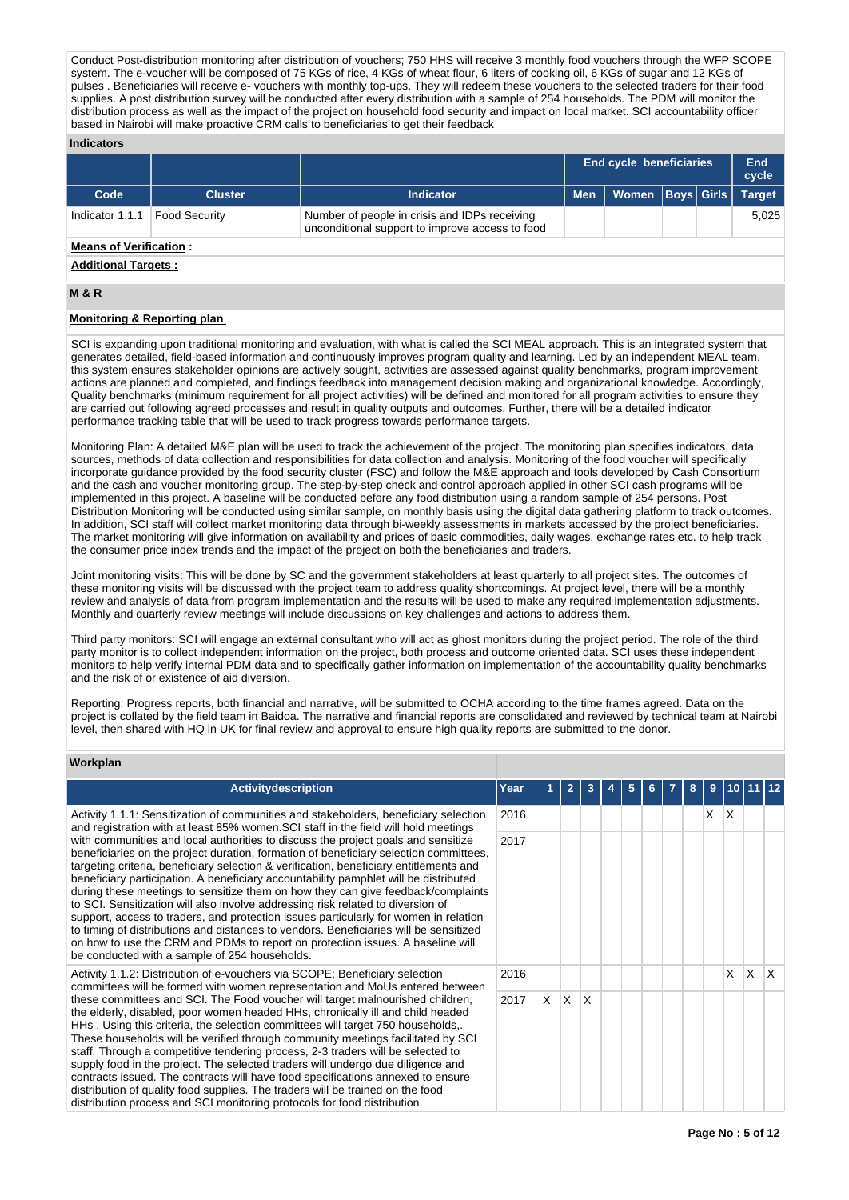Conduct Post-distribution monitoring after distribution of vouchers; 750 HHS will receive 3 monthly food vouchers through the WFP SCOPE system. The e-voucher will be composed of 75 KGs of rice, 4 KGs of wheat flour, 6 liters of cooking oil, 6 KGs of sugar and 12 KGs of pulses . Beneficiaries will receive e- vouchers with monthly top-ups. They will redeem these vouchers to the selected traders for their food supplies. A post distribution survey will be conducted after every distribution with a sample of 254 households. The PDM will monitor the distribution process as well as the impact of the project on household food security and impact on local market. SCI accountability officer based in Nairobi will make proactive CRM calls to beneficiaries to get their feedback

**Indicators**

| | | | End cycle beneficiaries | | | | End cycle |
|---|---|---|---|---|---|---|---|
| **Code** | **Cluster** | **Indicator** | **Men** | **Women** | **Boys** | **Girls** | **Target** |
| Indicator 1.1.1 | Food Security | Number of people in crisis and IDPs receiving unconditional support to improve access to food | | | | | 5,025 |

**Means of Verification :**

**Additional Targets :**

## M & R

**Monitoring & Reporting plan**

SCI is expanding upon traditional monitoring and evaluation, with what is called the SCI MEAL approach. This is an integrated system that generates detailed, field-based information and continuously improves program quality and learning. Led by an independent MEAL team, this system ensures stakeholder opinions are actively sought, activities are assessed against quality benchmarks, program improvement actions are planned and completed, and findings feedback into management decision making and organizational knowledge. Accordingly, Quality benchmarks (minimum requirement for all project activities) will be defined and monitored for all program activities to ensure they are carried out following agreed processes and result in quality outputs and outcomes. Further, there will be a detailed indicator performance tracking table that will be used to track progress towards performance targets.

Monitoring Plan: A detailed M&E plan will be used to track the achievement of the project. The monitoring plan specifies indicators, data sources, methods of data collection and responsibilities for data collection and analysis. Monitoring of the food voucher will specifically incorporate guidance provided by the food security cluster (FSC) and follow the M&E approach and tools developed by Cash Consortium and the cash and voucher monitoring group. The step-by-step check and control approach applied in other SCI cash programs will be implemented in this project. A baseline will be conducted before any food distribution using a random sample of 254 persons. Post Distribution Monitoring will be conducted using similar sample, on monthly basis using the digital data gathering platform to track outcomes. In addition, SCI staff will collect market monitoring data through bi-weekly assessments in markets accessed by the project beneficiaries. The market monitoring will give information on availability and prices of basic commodities, daily wages, exchange rates etc. to help track the consumer price index trends and the impact of the project on both the beneficiaries and traders.

Joint monitoring visits: This will be done by SC and the government stakeholders at least quarterly to all project sites. The outcomes of these monitoring visits will be discussed with the project team to address quality shortcomings. At project level, there will be a monthly review and analysis of data from program implementation and the results will be used to make any required implementation adjustments. Monthly and quarterly review meetings will include discussions on key challenges and actions to address them.

Third party monitors: SCI will engage an external consultant who will act as ghost monitors during the project period. The role of the third party monitor is to collect independent information on the project, both process and outcome oriented data. SCI uses these independent monitors to help verify internal PDM data and to specifically gather information on implementation of the accountability quality benchmarks and the risk of or existence of aid diversion.

Reporting: Progress reports, both financial and narrative, will be submitted to OCHA according to the time frames agreed. Data on the project is collated by the field team in Baidoa. The narrative and financial reports are consolidated and reviewed by technical team at Nairobi level, then shared with HQ in UK for final review and approval to ensure high quality reports are submitted to the donor.

**Workplan**

| Activitydescription | Year | 1 | 2 | 3 | 4 | 5 | 6 | 7 | 8 | 9 | 10 | 11 | 12 |
|---|---|---|---|---|---|---|---|---|---|---|---|---|---|
| Activity 1.1.1: Sensitization of communities and stakeholders, beneficiary selection and registration with at least 85% women.SCI staff in the field will hold meetings with communities and local authorities to discuss the project goals and sensitize beneficiaries on the project duration, formation of beneficiary selection committees, targeting criteria, beneficiary selection & verification, beneficiary entitlements and beneficiary participation. A beneficiary accountability pamphlet will be distributed during these meetings to sensitize them on how they can give feedback/complaints to SCI. Sensitization will also involve addressing risk related to diversion of support, access to traders, and protection issues particularly for women in relation to timing of distributions and distances to vendors. Beneficiaries will be sensitized on how to use the CRM and PDMs to report on protection issues. A baseline will be conducted with a sample of 254 households. | 2016 | | | | | | | | | X | X | | |
| | 2017 | | | | | | | | | | | | |
| Activity 1.1.2: Distribution of e-vouchers via SCOPE; Beneficiary selection committees will be formed with women representation and MoUs entered between these committees and SCI. The Food voucher will target malnourished children, the elderly, disabled, poor women headed HHs, chronically ill and child headed HHs . Using this criteria, the selection committees will target 750 households,. These households will be verified through community meetings facilitated by SCI staff. Through a competitive tendering process, 2-3 traders will be selected to supply food in the project. The selected traders will undergo due diligence and contracts issued. The contracts will have food specifications annexed to ensure distribution of quality food supplies. The traders will be trained on the food distribution process and SCI monitoring protocols for food distribution. | 2016 | | | | | | | | | | X | X | X |
| | 2017 | X | X | X | | | | | | | | | |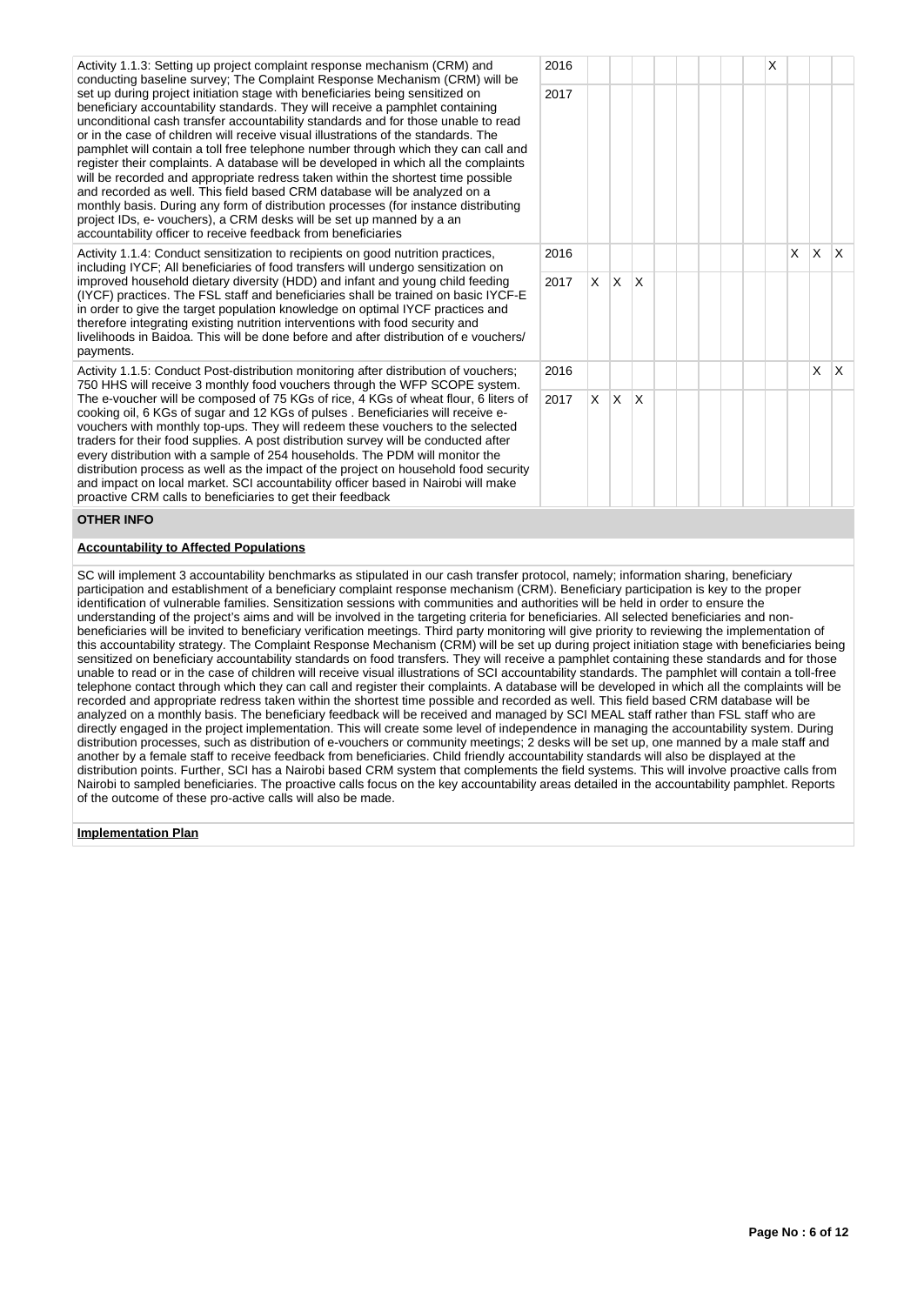| Activity | Year | 1 | 2 | 3 | 4 | 5 | 6 | 7 | 8 | 9 | 10 | 11 | 12 |
|---|---|---|---|---|---|---|---|---|---|---|---|---|---|
| Activity 1.1.3: Setting up project complaint response mechanism (CRM) and conducting baseline survey; The Complaint Response Mechanism (CRM) will be set up during project initiation stage with beneficiaries being sensitized on beneficiary accountability standards. They will receive a pamphlet containing unconditional cash transfer accountability standards and for those unable to read or in the case of children will receive visual illustrations of the standards. The pamphlet will contain a toll free telephone number through which they can call and register their complaints. A database will be developed in which all the complaints will be recorded and appropriate redress taken within the shortest time possible and recorded as well. This field based CRM database will be analyzed on a monthly basis. During any form of distribution processes (for instance distributing project IDs, e- vouchers), a CRM desks will be set up manned by a an accountability officer to receive feedback from beneficiaries | 2016 | | | | | | | | | X | | | |
| | 2017 | | | | | | | | | | | | |
| Activity 1.1.4: Conduct sensitization to recipients on good nutrition practices, including IYCF; All beneficiaries of food transfers will undergo sensitization on improved household dietary diversity (HDD) and infant and young child feeding (IYCF) practices. The FSL staff and beneficiaries shall be trained on basic IYCF-E in order to give the target population knowledge on optimal IYCF practices and therefore integrating existing nutrition interventions with food security and livelihoods in Baidoa. This will be done before and after distribution of e vouchers/ payments. | 2016 | | | | | | | | | | X | X | X |
| | 2017 | X | X | X | | | | | | | | | |
| Activity 1.1.5: Conduct Post-distribution monitoring after distribution of vouchers; 750 HHS will receive 3 monthly food vouchers through the WFP SCOPE system. The e-voucher will be composed of 75 KGs of rice, 4 KGs of wheat flour, 6 liters of cooking oil, 6 KGs of sugar and 12 KGs of pulses . Beneficiaries will receive e-vouchers with monthly top-ups. They will redeem these vouchers to the selected traders for their food supplies. A post distribution survey will be conducted after every distribution with a sample of 254 households. The PDM will monitor the distribution process as well as the impact of the project on household food security and impact on local market. SCI accountability officer based in Nairobi will make proactive CRM calls to beneficiaries to get their feedback | 2016 | | | | | | | | | | | X | X |
| | 2017 | X | X | X | | | | | | | | | |

## OTHER INFO

**Accountability to Affected Populations**

SC will implement 3 accountability benchmarks as stipulated in our cash transfer protocol, namely; information sharing, beneficiary participation and establishment of a beneficiary complaint response mechanism (CRM). Beneficiary participation is key to the proper identification of vulnerable families. Sensitization sessions with communities and authorities will be held in order to ensure the understanding of the project's aims and will be involved in the targeting criteria for beneficiaries. All selected beneficiaries and non-beneficiaries will be invited to beneficiary verification meetings. Third party monitoring will give priority to reviewing the implementation of this accountability strategy. The Complaint Response Mechanism (CRM) will be set up during project initiation stage with beneficiaries being sensitized on beneficiary accountability standards on food transfers. They will receive a pamphlet containing these standards and for those unable to read or in the case of children will receive visual illustrations of SCI accountability standards. The pamphlet will contain a toll-free telephone contact through which they can call and register their complaints. A database will be developed in which all the complaints will be recorded and appropriate redress taken within the shortest time possible and recorded as well. This field based CRM database will be analyzed on a monthly basis. The beneficiary feedback will be received and managed by SCI MEAL staff rather than FSL staff who are directly engaged in the project implementation. This will create some level of independence in managing the accountability system. During distribution processes, such as distribution of e-vouchers or community meetings; 2 desks will be set up, one manned by a male staff and another by a female staff to receive feedback from beneficiaries. Child friendly accountability standards will also be displayed at the distribution points. Further, SCI has a Nairobi based CRM system that complements the field systems. This will involve proactive calls from Nairobi to sampled beneficiaries. The proactive calls focus on the key accountability areas detailed in the accountability pamphlet. Reports of the outcome of these pro-active calls will also be made.

**Implementation Plan**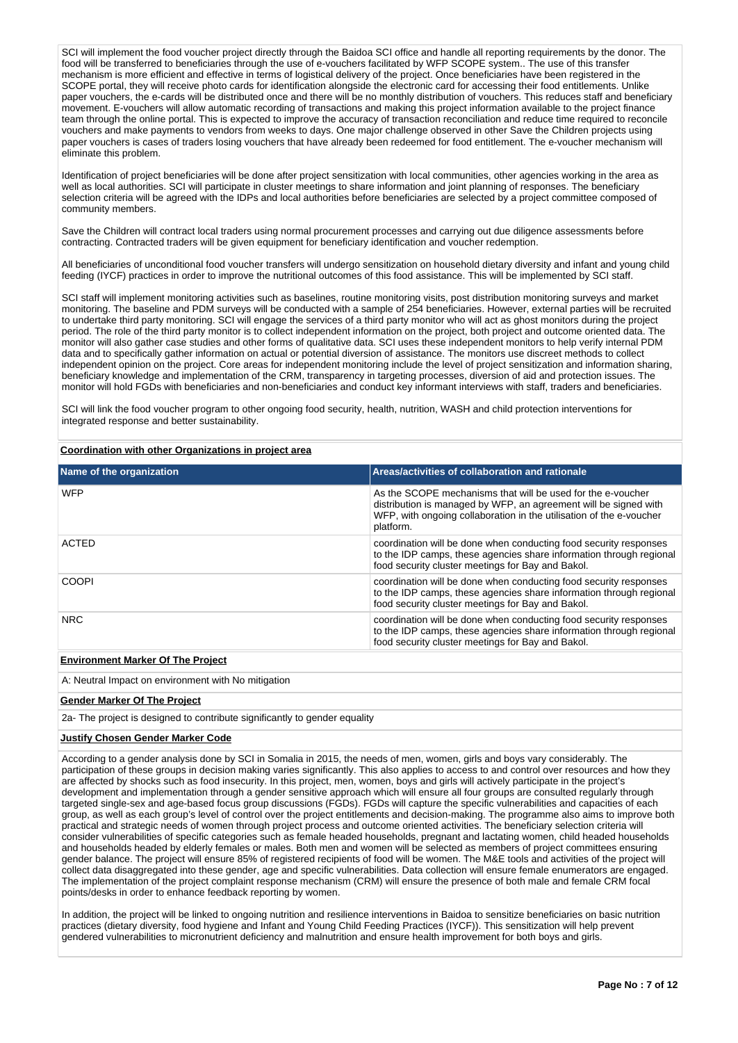SCI will implement the food voucher project directly through the Baidoa SCI office and handle all reporting requirements by the donor. The food will be transferred to beneficiaries through the use of e-vouchers facilitated by WFP SCOPE system.. The use of this transfer mechanism is more efficient and effective in terms of logistical delivery of the project. Once beneficiaries have been registered in the SCOPE portal, they will receive photo cards for identification alongside the electronic card for accessing their food entitlements. Unlike paper vouchers, the e-cards will be distributed once and there will be no monthly distribution of vouchers. This reduces staff and beneficiary movement. E-vouchers will allow automatic recording of transactions and making this project information available to the project finance team through the online portal. This is expected to improve the accuracy of transaction reconciliation and reduce time required to reconcile vouchers and make payments to vendors from weeks to days. One major challenge observed in other Save the Children projects using paper vouchers is cases of traders losing vouchers that have already been redeemed for food entitlement. The e-voucher mechanism will eliminate this problem.

Identification of project beneficiaries will be done after project sensitization with local communities, other agencies working in the area as well as local authorities. SCI will participate in cluster meetings to share information and joint planning of responses. The beneficiary selection criteria will be agreed with the IDPs and local authorities before beneficiaries are selected by a project committee composed of community members.

Save the Children will contract local traders using normal procurement processes and carrying out due diligence assessments before contracting. Contracted traders will be given equipment for beneficiary identification and voucher redemption.

All beneficiaries of unconditional food voucher transfers will undergo sensitization on household dietary diversity and infant and young child feeding (IYCF) practices in order to improve the nutritional outcomes of this food assistance. This will be implemented by SCI staff.

SCI staff will implement monitoring activities such as baselines, routine monitoring visits, post distribution monitoring surveys and market monitoring. The baseline and PDM surveys will be conducted with a sample of 254 beneficiaries. However, external parties will be recruited to undertake third party monitoring. SCI will engage the services of a third party monitor who will act as ghost monitors during the project period. The role of the third party monitor is to collect independent information on the project, both project and outcome oriented data. The monitor will also gather case studies and other forms of qualitative data. SCI uses these independent monitors to help verify internal PDM data and to specifically gather information on actual or potential diversion of assistance. The monitors use discreet methods to collect independent opinion on the project. Core areas for independent monitoring include the level of project sensitization and information sharing, beneficiary knowledge and implementation of the CRM, transparency in targeting processes, diversion of aid and protection issues. The monitor will hold FGDs with beneficiaries and non-beneficiaries and conduct key informant interviews with staff, traders and beneficiaries.

SCI will link the food voucher program to other ongoing food security, health, nutrition, WASH and child protection interventions for integrated response and better sustainability.

**Coordination with other Organizations in project area**

| Name of the organization | Areas/activities of collaboration and rationale |
|---|---|
| WFP | As the SCOPE mechanisms that will be used for the e-voucher distribution is managed by WFP, an agreement will be signed with WFP, with ongoing collaboration in the utilisation of the e-voucher platform. |
| ACTED | coordination will be done when conducting food security responses to the IDP camps, these agencies share information through regional food security cluster meetings for Bay and Bakol. |
| COOPI | coordination will be done when conducting food security responses to the IDP camps, these agencies share information through regional food security cluster meetings for Bay and Bakol. |
| NRC | coordination will be done when conducting food security responses to the IDP camps, these agencies share information through regional food security cluster meetings for Bay and Bakol. |

**Environment Marker Of The Project**

A: Neutral Impact on environment with No mitigation

**Gender Marker Of The Project**

2a- The project is designed to contribute significantly to gender equality

**Justify Chosen Gender Marker Code**

According to a gender analysis done by SCI in Somalia in 2015, the needs of men, women, girls and boys vary considerably. The participation of these groups in decision making varies significantly. This also applies to access to and control over resources and how they are affected by shocks such as food insecurity. In this project, men, women, boys and girls will actively participate in the project's development and implementation through a gender sensitive approach which will ensure all four groups are consulted regularly through targeted single-sex and age-based focus group discussions (FGDs). FGDs will capture the specific vulnerabilities and capacities of each group, as well as each group's level of control over the project entitlements and decision-making. The programme also aims to improve both practical and strategic needs of women through project process and outcome oriented activities. The beneficiary selection criteria will consider vulnerabilities of specific categories such as female headed households, pregnant and lactating women, child headed households and households headed by elderly females or males. Both men and women will be selected as members of project committees ensuring gender balance. The project will ensure 85% of registered recipients of food will be women. The M&E tools and activities of the project will collect data disaggregated into these gender, age and specific vulnerabilities. Data collection will ensure female enumerators are engaged. The implementation of the project complaint response mechanism (CRM) will ensure the presence of both male and female CRM focal points/desks in order to enhance feedback reporting by women.

In addition, the project will be linked to ongoing nutrition and resilience interventions in Baidoa to sensitize beneficiaries on basic nutrition practices (dietary diversity, food hygiene and Infant and Young Child Feeding Practices (IYCF)). This sensitization will help prevent gendered vulnerabilities to micronutrient deficiency and malnutrition and ensure health improvement for both boys and girls.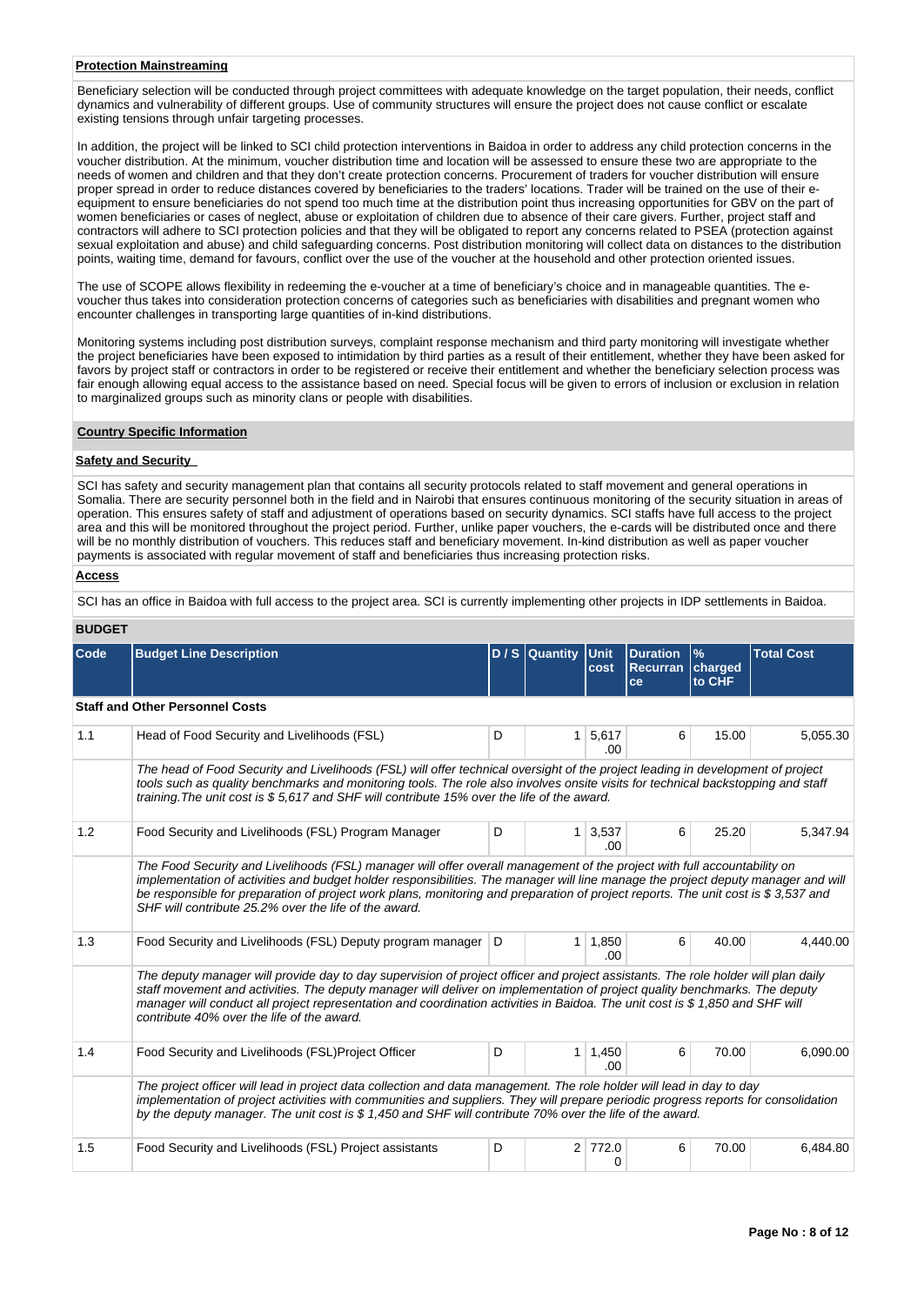**Protection Mainstreaming**

Beneficiary selection will be conducted through project committees with adequate knowledge on the target population, their needs, conflict dynamics and vulnerability of different groups. Use of community structures will ensure the project does not cause conflict or escalate existing tensions through unfair targeting processes.

In addition, the project will be linked to SCI child protection interventions in Baidoa in order to address any child protection concerns in the voucher distribution. At the minimum, voucher distribution time and location will be assessed to ensure these two are appropriate to the needs of women and children and that they don't create protection concerns. Procurement of traders for voucher distribution will ensure proper spread in order to reduce distances covered by beneficiaries to the traders' locations. Trader will be trained on the use of their e-equipment to ensure beneficiaries do not spend too much time at the distribution point thus increasing opportunities for GBV on the part of women beneficiaries or cases of neglect, abuse or exploitation of children due to absence of their care givers. Further, project staff and contractors will adhere to SCI protection policies and that they will be obligated to report any concerns related to PSEA (protection against sexual exploitation and abuse) and child safeguarding concerns. Post distribution monitoring will collect data on distances to the distribution points, waiting time, demand for favours, conflict over the use of the voucher at the household and other protection oriented issues.

The use of SCOPE allows flexibility in redeeming the e-voucher at a time of beneficiary's choice and in manageable quantities. The e-voucher thus takes into consideration protection concerns of categories such as beneficiaries with disabilities and pregnant women who encounter challenges in transporting large quantities of in-kind distributions.

Monitoring systems including post distribution surveys, complaint response mechanism and third party monitoring will investigate whether the project beneficiaries have been exposed to intimidation by third parties as a result of their entitlement, whether they have been asked for favors by project staff or contractors in order to be registered or receive their entitlement and whether the beneficiary selection process was fair enough allowing equal access to the assistance based on need. Special focus will be given to errors of inclusion or exclusion in relation to marginalized groups such as minority clans or people with disabilities.

**Country Specific Information**

**Safety and Security**

SCI has safety and security management plan that contains all security protocols related to staff movement and general operations in Somalia. There are security personnel both in the field and in Nairobi that ensures continuous monitoring of the security situation in areas of operation. This ensures safety of staff and adjustment of operations based on security dynamics. SCI staffs have full access to the project area and this will be monitored throughout the project period. Further, unlike paper vouchers, the e-cards will be distributed once and there will be no monthly distribution of vouchers. This reduces staff and beneficiary movement. In-kind distribution as well as paper voucher payments is associated with regular movement of staff and beneficiaries thus increasing protection risks.

**Access**

SCI has an office in Baidoa with full access to the project area. SCI is currently implementing other projects in IDP settlements in Baidoa.

**BUDGET**

| Code | Budget Line Description | D / S | Quantity | Unit cost | Duration Recurrance | % charged to CHF | Total Cost |
|---|---|---|---|---|---|---|---|
| **Staff and Other Personnel Costs** | | | | | | | |
| 1.1 | Head of Food Security and Livelihoods (FSL) | D | 1 | 5,617.00 | 6 | 15.00 | 5,055.30 |
| | *The head of Food Security and Livelihoods (FSL) will offer technical oversight of the project leading in development of project tools such as quality benchmarks and monitoring tools. The role also involves onsite visits for technical backstopping and staff training.The unit cost is $ 5,617 and SHF will contribute 15% over the life of the award.* | | | | | | |
| 1.2 | Food Security and Livelihoods (FSL) Program Manager | D | 1 | 3,537.00 | 6 | 25.20 | 5,347.94 |
| | *The Food Security and Livelihoods (FSL) manager will offer overall management of the project with full accountability on implementation of activities and budget holder responsibilities. The manager will line manage the project deputy manager and will be responsible for preparation of project work plans, monitoring and preparation of project reports. The unit cost is $ 3,537 and SHF will contribute 25.2% over the life of the award.* | | | | | | |
| 1.3 | Food Security and Livelihoods (FSL) Deputy program manager | D | 1 | 1,850.00 | 6 | 40.00 | 4,440.00 |
| | *The deputy manager will provide day to day supervision of project officer and project assistants. The role holder will plan daily staff movement and activities. The deputy manager will deliver on implementation of project quality benchmarks. The deputy manager will conduct all project representation and coordination activities in Baidoa. The unit cost is $ 1,850 and SHF will contribute 40% over the life of the award.* | | | | | | |
| 1.4 | Food Security and Livelihoods (FSL)Project Officer | D | 1 | 1,450.00 | 6 | 70.00 | 6,090.00 |
| | *The project officer will lead in project data collection and data management. The role holder will lead in day to day implementation of project activities with communities and suppliers. They will prepare periodic progress reports for consolidation by the deputy manager. The unit cost is $ 1,450 and SHF will contribute 70% over the life of the award.* | | | | | | |
| 1.5 | Food Security and Livelihoods (FSL) Project assistants | D | 2 | 772.00 | 6 | 70.00 | 6,484.80 |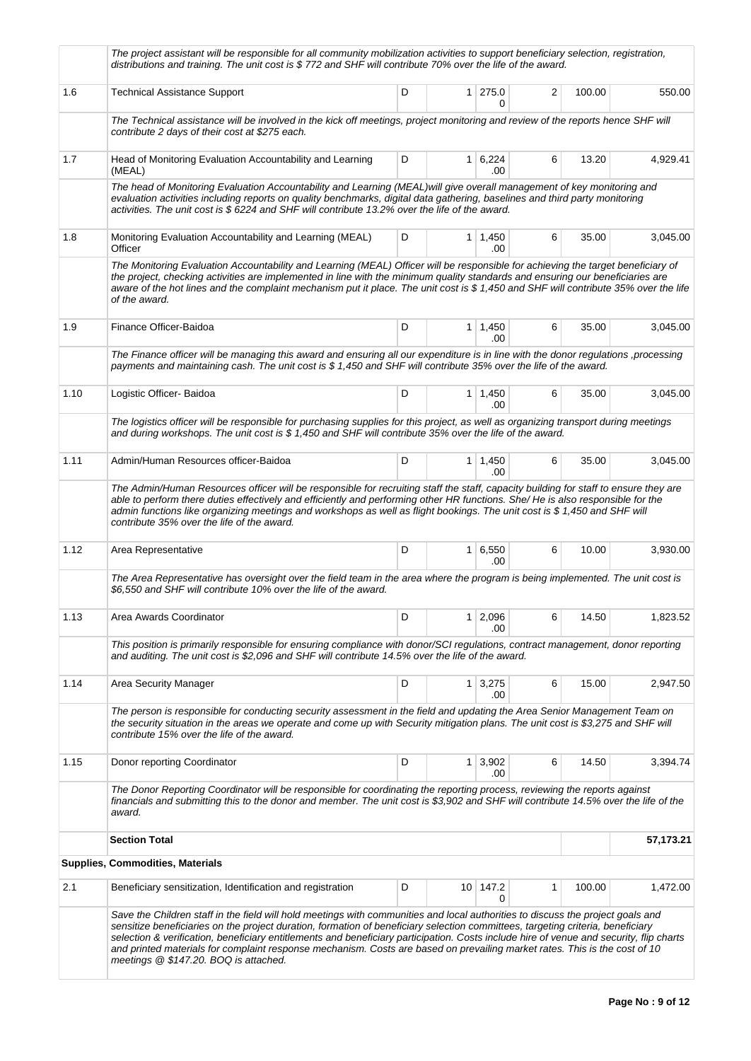| | | | | | | | |
|---|---|---|---|---|---|---|---|
| | *The project assistant will be responsible for all community mobilization activities to support beneficiary selection, registration, distributions and training. The unit cost is $ 772 and SHF will contribute 70% over the life of the award.* | | | | | | |
| 1.6 | Technical Assistance Support | D | 1 | 275.00 | 2 | 100.00 | 550.00 |
| | *The Technical assistance will be involved in the kick off meetings, project monitoring and review of the reports hence SHF will contribute 2 days of their cost at $275 each.* | | | | | | |
| 1.7 | Head of Monitoring Evaluation Accountability and Learning (MEAL) | D | 1 | 6,224.00 | 6 | 13.20 | 4,929.41 |
| | *The head of Monitoring Evaluation Accountability and Learning (MEAL)will give overall management of key monitoring and evaluation activities including reports on quality benchmarks, digital data gathering, baselines and third party monitoring activities. The unit cost is $ 6224 and SHF will contribute 13.2% over the life of the award.* | | | | | | |
| 1.8 | Monitoring Evaluation Accountability and Learning (MEAL) Officer | D | 1 | 1,450.00 | 6 | 35.00 | 3,045.00 |
| | *The Monitoring Evaluation Accountability and Learning (MEAL) Officer will be responsible for achieving the target beneficiary of the project, checking activities are implemented in line with the minimum quality standards and ensuring our beneficiaries are aware of the hot lines and the complaint mechanism put it place. The unit cost is $ 1,450 and SHF will contribute 35% over the life of the award.* | | | | | | |
| 1.9 | Finance Officer-Baidoa | D | 1 | 1,450.00 | 6 | 35.00 | 3,045.00 |
| | *The Finance officer will be managing this award and ensuring all our expenditure is in line with the donor regulations ,processing payments and maintaining cash. The unit cost is $ 1,450 and SHF will contribute 35% over the life of the award.* | | | | | | |
| 1.10 | Logistic Officer- Baidoa | D | 1 | 1,450.00 | 6 | 35.00 | 3,045.00 |
| | *The logistics officer will be responsible for purchasing supplies for this project, as well as organizing transport during meetings and during workshops. The unit cost is $ 1,450 and SHF will contribute 35% over the life of the award.* | | | | | | |
| 1.11 | Admin/Human Resources officer-Baidoa | D | 1 | 1,450.00 | 6 | 35.00 | 3,045.00 |
| | *The Admin/Human Resources officer will be responsible for recruiting staff the staff, capacity building for staff to ensure they are able to perform there duties effectively and efficiently and performing other HR functions. She/ He is also responsible for the admin functions like organizing meetings and workshops as well as flight bookings. The unit cost is $ 1,450 and SHF will contribute 35% over the life of the award.* | | | | | | |
| 1.12 | Area Representative | D | 1 | 6,550.00 | 6 | 10.00 | 3,930.00 |
| | *The Area Representative has oversight over the field team in the area where the program is being implemented. The unit cost is $6,550 and SHF will contribute 10% over the life of the award.* | | | | | | |
| 1.13 | Area Awards Coordinator | D | 1 | 2,096.00 | 6 | 14.50 | 1,823.52 |
| | *This position is primarily responsible for ensuring compliance with donor/SCI regulations, contract management, donor reporting and auditing. The unit cost is $2,096 and SHF will contribute 14.5% over the life of the award.* | | | | | | |
| 1.14 | Area Security Manager | D | 1 | 3,275.00 | 6 | 15.00 | 2,947.50 |
| | *The person is responsible for conducting security assessment in the field and updating the Area Senior Management Team on the security situation in the areas we operate and come up with Security mitigation plans. The unit cost is $3,275 and SHF will contribute 15% over the life of the award.* | | | | | | |
| 1.15 | Donor reporting Coordinator | D | 1 | 3,902.00 | 6 | 14.50 | 3,394.74 |
| | *The Donor Reporting Coordinator will be responsible for coordinating the reporting process, reviewing the reports against financials and submitting this to the donor and member. The unit cost is $3,902 and SHF will contribute 14.5% over the life of the award.* | | | | | | |
| | **Section Total** | | | | | | **57,173.21** |
| **Supplies, Commodities, Materials** | | | | | | | |
| 2.1 | Beneficiary sensitization, Identification and registration | D | 10 | 147.20 | 1 | 100.00 | 1,472.00 |
| | *Save the Children staff in the field will hold meetings with communities and local authorities to discuss the project goals and sensitize beneficiaries on the project duration, formation of beneficiary selection committees, targeting criteria, beneficiary selection & verification, beneficiary entitlements and beneficiary participation. Costs include hire of venue and security, flip charts and printed materials for complaint response mechanism. Costs are based on prevailing market rates. This is the cost of 10 meetings @ $147.20. BOQ is attached.* | | | | | | |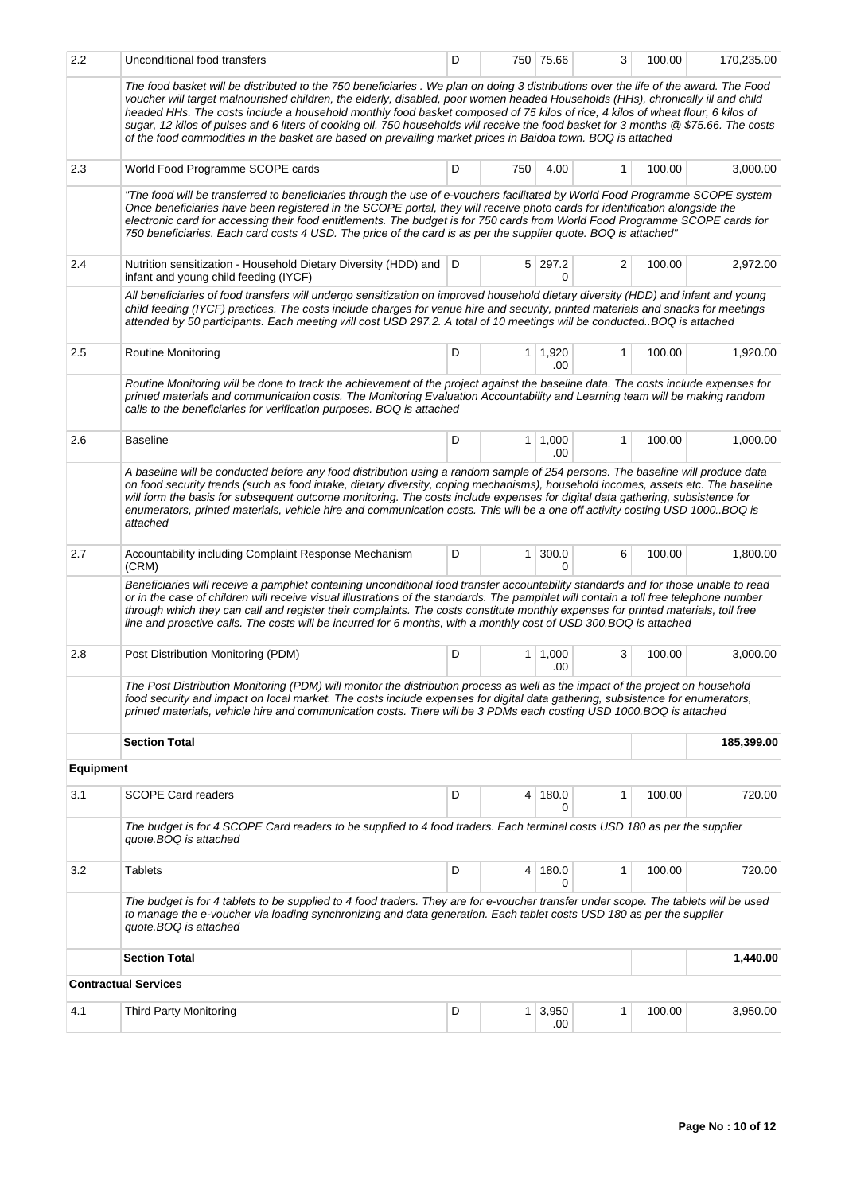| | | | | | | | |
|---|---|---|---|---|---|---|---|
| 2.2 | Unconditional food transfers | D | 750 | 75.66 | 3 | 100.00 | 170,235.00 |
| | *The food basket will be distributed to the 750 beneficiaries . We plan on doing 3 distributions over the life of the award. The Food voucher will target malnourished children, the elderly, disabled, poor women headed Households (HHs), chronically ill and child headed HHs. The costs include a household monthly food basket composed of 75 kilos of rice, 4 kilos of wheat flour, 6 kilos of sugar, 12 kilos of pulses and 6 liters of cooking oil. 750 households will receive the food basket for 3 months @ $75.66. The costs of the food commodities in the basket are based on prevailing market prices in Baidoa town. BOQ is attached* | | | | | | |
| 2.3 | World Food Programme SCOPE cards | D | 750 | 4.00 | 1 | 100.00 | 3,000.00 |
| | *"The food will be transferred to beneficiaries through the use of e-vouchers facilitated by World Food Programme SCOPE system Once beneficiaries have been registered in the SCOPE portal, they will receive photo cards for identification alongside the electronic card for accessing their food entitlements. The budget is for 750 cards from World Food Programme SCOPE cards for 750 beneficiaries. Each card costs 4 USD. The price of the card is as per the supplier quote. BOQ is attached"* | | | | | | |
| 2.4 | Nutrition sensitization - Household Dietary Diversity (HDD) and infant and young child feeding (IYCF) | D | 5 | 297.20 | 2 | 100.00 | 2,972.00 |
| | *All beneficiaries of food transfers will undergo sensitization on improved household dietary diversity (HDD) and infant and young child feeding (IYCF) practices. The costs include charges for venue hire and security, printed materials and snacks for meetings attended by 50 participants. Each meeting will cost USD 297.2. A total of 10 meetings will be conducted..BOQ is attached* | | | | | | |
| 2.5 | Routine Monitoring | D | 1 | 1,920.00 | 1 | 100.00 | 1,920.00 |
| | *Routine Monitoring will be done to track the achievement of the project against the baseline data. The costs include expenses for printed materials and communication costs. The Monitoring Evaluation Accountability and Learning team will be making random calls to the beneficiaries for verification purposes. BOQ is attached* | | | | | | |
| 2.6 | Baseline | D | 1 | 1,000.00 | 1 | 100.00 | 1,000.00 |
| | *A baseline will be conducted before any food distribution using a random sample of 254 persons. The baseline will produce data on food security trends (such as food intake, dietary diversity, coping mechanisms), household incomes, assets etc. The baseline will form the basis for subsequent outcome monitoring. The costs include expenses for digital data gathering, subsistence for enumerators, printed materials, vehicle hire and communication costs. This will be a one off activity costing USD 1000..BOQ is attached* | | | | | | |
| 2.7 | Accountability including Complaint Response Mechanism (CRM) | D | 1 | 300.00 | 6 | 100.00 | 1,800.00 |
| | *Beneficiaries will receive a pamphlet containing unconditional food transfer accountability standards and for those unable to read or in the case of children will receive visual illustrations of the standards. The pamphlet will contain a toll free telephone number through which they can call and register their complaints. The costs constitute monthly expenses for printed materials, toll free line and proactive calls. The costs will be incurred for 6 months, with a monthly cost of USD 300.BOQ is attached* | | | | | | |
| 2.8 | Post Distribution Monitoring (PDM) | D | 1 | 1,000.00 | 3 | 100.00 | 3,000.00 |
| | *The Post Distribution Monitoring (PDM) will monitor the distribution process as well as the impact of the project on household food security and impact on local market. The costs include expenses for digital data gathering, subsistence for enumerators, printed materials, vehicle hire and communication costs. There will be 3 PDMs each costing USD 1000.BOQ is attached* | | | | | | |
| | **Section Total** | | | | | | **185,399.00** |
| **Equipment** | | | | | | | |
| 3.1 | SCOPE Card readers | D | 4 | 180.00 | 1 | 100.00 | 720.00 |
| | *The budget is for 4 SCOPE Card readers to be supplied to 4 food traders. Each terminal costs USD 180 as per the supplier quote.BOQ is attached* | | | | | | |
| 3.2 | Tablets | D | 4 | 180.00 | 1 | 100.00 | 720.00 |
| | *The budget is for 4 tablets to be supplied to 4 food traders. They are for e-voucher transfer under scope. The tablets will be used to manage the e-voucher via loading synchronizing and data generation. Each tablet costs USD 180 as per the supplier quote.BOQ is attached* | | | | | | |
| | **Section Total** | | | | | | **1,440.00** |
| **Contractual Services** | | | | | | | |
| 4.1 | Third Party Monitoring | D | 1 | 3,950.00 | 1 | 100.00 | 3,950.00 |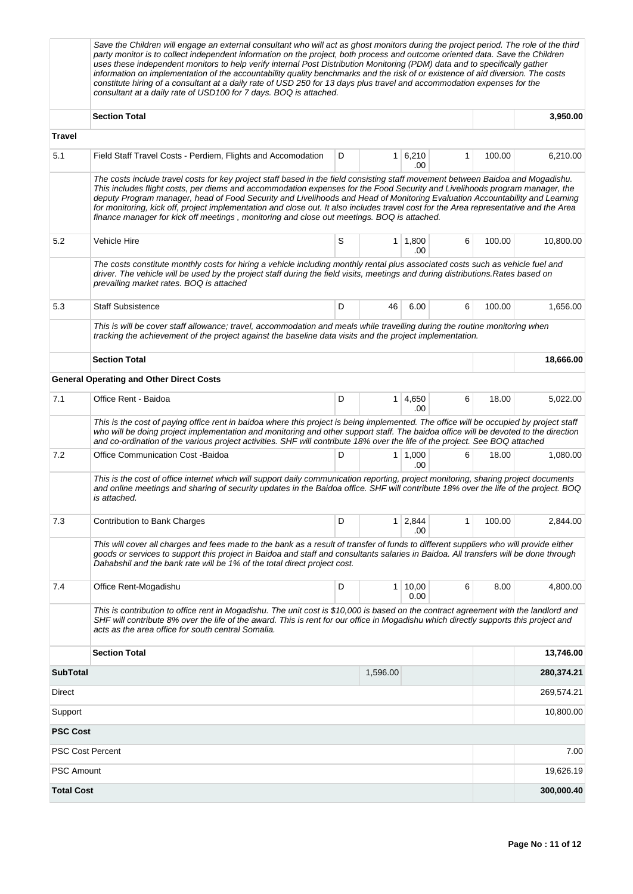| | | | | | | | |
|---|---|---|---|---|---|---|---|
| | *Save the Children will engage an external consultant who will act as ghost monitors during the project period. The role of the third party monitor is to collect independent information on the project, both process and outcome oriented data. Save the Children uses these independent monitors to help verify internal Post Distribution Monitoring (PDM) data and to specifically gather information on implementation of the accountability quality benchmarks and the risk of or existence of aid diversion. The costs constitute hiring of a consultant at a daily rate of USD 250 for 13 days plus travel and accommodation expenses for the consultant at a daily rate of USD100 for 7 days. BOQ is attached.* | | | | | | |
| | **Section Total** | | | | | | **3,950.00** |
| **Travel** | | | | | | | |
| 5.1 | Field Staff Travel Costs - Perdiem, Flights and Accomodation | D | 1 | 6,210.00 | 1 | 100.00 | 6,210.00 |
| | *The costs include travel costs for key project staff based in the field consisting staff movement between Baidoa and Mogadishu. This includes flight costs, per diems and accommodation expenses for the Food Security and Livelihoods program manager, the deputy Program manager, head of Food Security and Livelihoods and Head of Monitoring Evaluation Accountability and Learning for monitoring, kick off, project implementation and close out. It also includes travel cost for the Area representative and the Area finance manager for kick off meetings , monitoring and close out meetings. BOQ is attached.* | | | | | | |
| 5.2 | Vehicle Hire | S | 1 | 1,800.00 | 6 | 100.00 | 10,800.00 |
| | *The costs constitute monthly costs for hiring a vehicle including monthly rental plus associated costs such as vehicle fuel and driver. The vehicle will be used by the project staff during the field visits, meetings and during distributions.Rates based on prevailing market rates. BOQ is attached* | | | | | | |
| 5.3 | Staff Subsistence | D | 46 | 6.00 | 6 | 100.00 | 1,656.00 |
| | *This is will be cover staff allowance; travel, accommodation and meals while travelling during the routine monitoring when tracking the achievement of the project against the baseline data visits and the project implementation.* | | | | | | |
| | **Section Total** | | | | | | **18,666.00** |
| **General Operating and Other Direct Costs** | | | | | | | |
| 7.1 | Office Rent - Baidoa | D | 1 | 4,650.00 | 6 | 18.00 | 5,022.00 |
| | *This is the cost of paying office rent in baidoa where this project is being implemented. The office will be occupied by project staff who will be doing project implementation and monitoring and other support staff. The baidoa office will be devoted to the direction and co-ordination of the various project activities. SHF will contribute 18% over the life of the project. See BOQ attached* | | | | | | |
| 7.2 | Office Communication Cost -Baidoa | D | 1 | 1,000.00 | 6 | 18.00 | 1,080.00 |
| | *This is the cost of office internet which will support daily communication reporting, project monitoring, sharing project documents and online meetings and sharing of security updates in the Baidoa office. SHF will contribute 18% over the life of the project. BOQ is attached.* | | | | | | |
| 7.3 | Contribution to Bank Charges | D | 1 | 2,844.00 | 1 | 100.00 | 2,844.00 |
| | *This will cover all charges and fees made to the bank as a result of transfer of funds to different suppliers who will provide either goods or services to support this project in Baidoa and staff and consultants salaries in Baidoa. All transfers will be done through Dahabshil and the bank rate will be 1% of the total direct project cost.* | | | | | | |
| 7.4 | Office Rent-Mogadishu | D | 1 | 10,000.00 | 6 | 8.00 | 4,800.00 |
| | *This is contribution to office rent in Mogadishu. The unit cost is $10,000 is based on the contract agreement with the landlord and SHF will contribute 8% over the life of the award. This is rent for our office in Mogadishu which directly supports this project and acts as the area office for south central Somalia.* | | | | | | |
| | **Section Total** | | | | | | **13,746.00** |
| **SubTotal** | | | 1,596.00 | | | | **280,374.21** |
| Direct | | | | | | | 269,574.21 |
| Support | | | | | | | 10,800.00 |
| **PSC Cost** | | | | | | | |
| PSC Cost Percent | | | | | | | 7.00 |
| PSC Amount | | | | | | | 19,626.19 |
| **Total Cost** | | | | | | | **300,000.40** |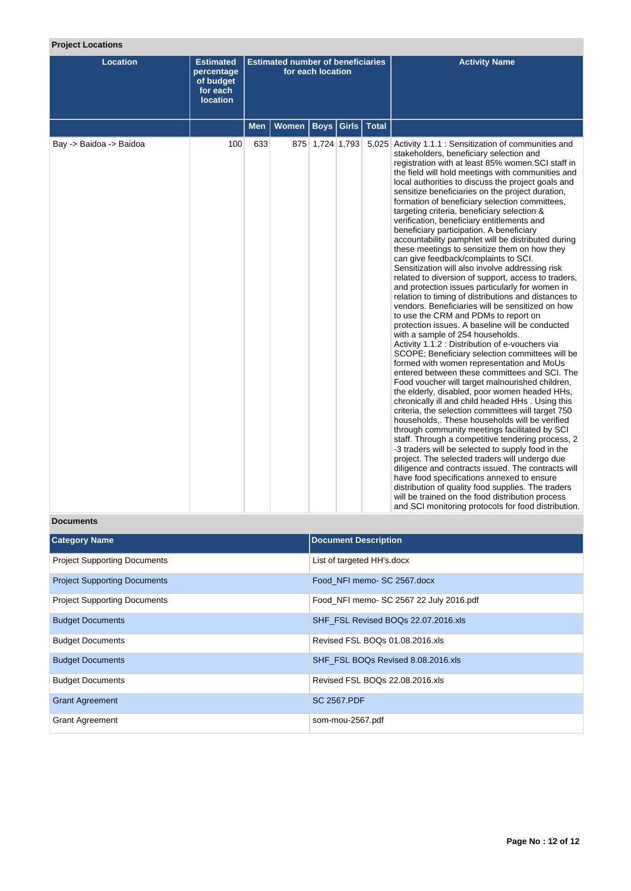**Project Locations**

| Location | Estimated percentage of budget for each location | Estimated number of beneficiaries for each location | | | | | Activity Name |
|---|---|---|---|---|---|---|---|
| | | Men | Women | Boys | Girls | Total | |
| Bay -> Baidoa -> Baidoa | 100 | 633 | 875 | 1,724 | 1,793 | 5,025 | Activity 1.1.1 : Sensitization of communities and stakeholders, beneficiary selection and registration with at least 85% women.SCI staff in the field will hold meetings with communities and local authorities to discuss the project goals and sensitize beneficiaries on the project duration, formation of beneficiary selection committees, targeting criteria, beneficiary selection & verification, beneficiary entitlements and beneficiary participation. A beneficiary accountability pamphlet will be distributed during these meetings to sensitize them on how they can give feedback/complaints to SCI. Sensitization will also involve addressing risk related to diversion of support, access to traders, and protection issues particularly for women in relation to timing of distributions and distances to vendors. Beneficiaries will be sensitized on how to use the CRM and PDMs to report on protection issues. A baseline will be conducted with a sample of 254 households.<br>Activity 1.1.2 : Distribution of e-vouchers via SCOPE; Beneficiary selection committees will be formed with women representation and MoUs entered between these committees and SCI. The Food voucher will target malnourished children, the elderly, disabled, poor women headed HHs, chronically ill and child headed HHs . Using this criteria, the selection committees will target 750 households,. These households will be verified through community meetings facilitated by SCI staff. Through a competitive tendering process, 2 -3 traders will be selected to supply food in the project. The selected traders will undergo due diligence and contracts issued. The contracts will have food specifications annexed to ensure distribution of quality food supplies. The traders will be trained on the food distribution process and SCI monitoring protocols for food distribution. |

**Documents**

| Category Name | Document Description |
|---|---|
| Project Supporting Documents | List of targeted HH's.docx |
| Project Supporting Documents | Food_NFI memo- SC 2567.docx |
| Project Supporting Documents | Food_NFI memo- SC 2567 22 July 2016.pdf |
| Budget Documents | SHF_FSL Revised BOQs 22.07.2016.xls |
| Budget Documents | Revised FSL BOQs 01.08.2016.xls |
| Budget Documents | SHF_FSL BOQs Revised 8.08.2016.xls |
| Budget Documents | Revised FSL BOQs 22.08.2016.xls |
| Grant Agreement | SC 2567.PDF |
| Grant Agreement | som-mou-2567.pdf |